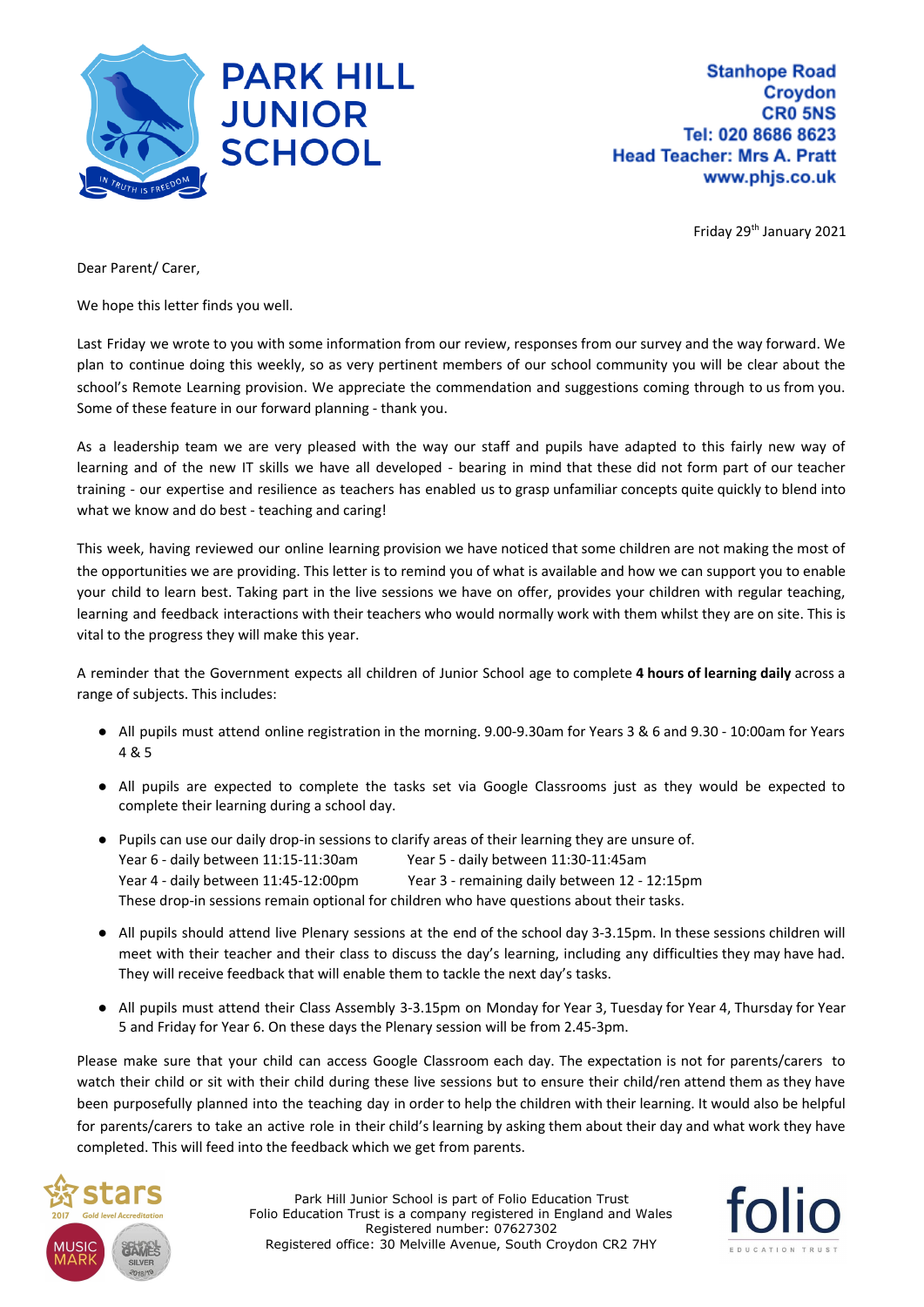# PARK HILL JUNIOR SCHOOL

IN TRUTH IS FREEDOM

Stanhope Road
Croydon
CR0 5NS
Tel: 020 8686 8623
Head Teacher: Mrs A. Pratt
www.phjs.co.uk

Friday 29th January 2021

Dear Parent/ Carer,

We hope this letter finds you well.

Last Friday we wrote to you with some information from our review, responses from our survey and the way forward. We plan to continue doing this weekly, so as very pertinent members of our school community you will be clear about the school's Remote Learning provision. We appreciate the commendation and suggestions coming through to us from you. Some of these feature in our forward planning - thank you.

As a leadership team we are very pleased with the way our staff and pupils have adapted to this fairly new way of learning and of the new IT skills we have all developed - bearing in mind that these did not form part of our teacher training - our expertise and resilience as teachers has enabled us to grasp unfamiliar concepts quite quickly to blend into what we know and do best - teaching and caring!

This week, having reviewed our online learning provision we have noticed that some children are not making the most of the opportunities we are providing. This letter is to remind you of what is available and how we can support you to enable your child to learn best. Taking part in the live sessions we have on offer, provides your children with regular teaching, learning and feedback interactions with their teachers who would normally work with them whilst they are on site. This is vital to the progress they will make this year.

A reminder that the Government expects all children of Junior School age to complete **4 hours of learning daily** across a range of subjects. This includes:

- All pupils must attend online registration in the morning. 9.00-9.30am for Years 3 & 6 and 9.30 - 10:00am for Years 4 & 5
- All pupils are expected to complete the tasks set via Google Classrooms just as they would be expected to complete their learning during a school day.
- Pupils can use our daily drop-in sessions to clarify areas of their learning they are unsure of.
  Year 6 - daily between 11:15-11:30am  Year 5 - daily between 11:30-11:45am
  Year 4 - daily between 11:45-12:00pm  Year 3 - remaining daily between 12 - 12:15pm
  These drop-in sessions remain optional for children who have questions about their tasks.
- All pupils should attend live Plenary sessions at the end of the school day 3-3.15pm. In these sessions children will meet with their teacher and their class to discuss the day's learning, including any difficulties they may have had. They will receive feedback that will enable them to tackle the next day's tasks.
- All pupils must attend their Class Assembly 3-3.15pm on Monday for Year 3, Tuesday for Year 4, Thursday for Year 5 and Friday for Year 6. On these days the Plenary session will be from 2.45-3pm.

Please make sure that your child can access Google Classroom each day. The expectation is not for parents/carers to watch their child or sit with their child during these live sessions but to ensure their child/ren attend them as they have been purposefully planned into the teaching day in order to help the children with their learning. It would also be helpful for parents/carers to take an active role in their child's learning by asking them about their day and what work they have completed. This will feed into the feedback which we get from parents.

Park Hill Junior School is part of Folio Education Trust
Folio Education Trust is a company registered in England and Wales
Registered number: 07627302
Registered office: 30 Melville Avenue, South Croydon CR2 7HY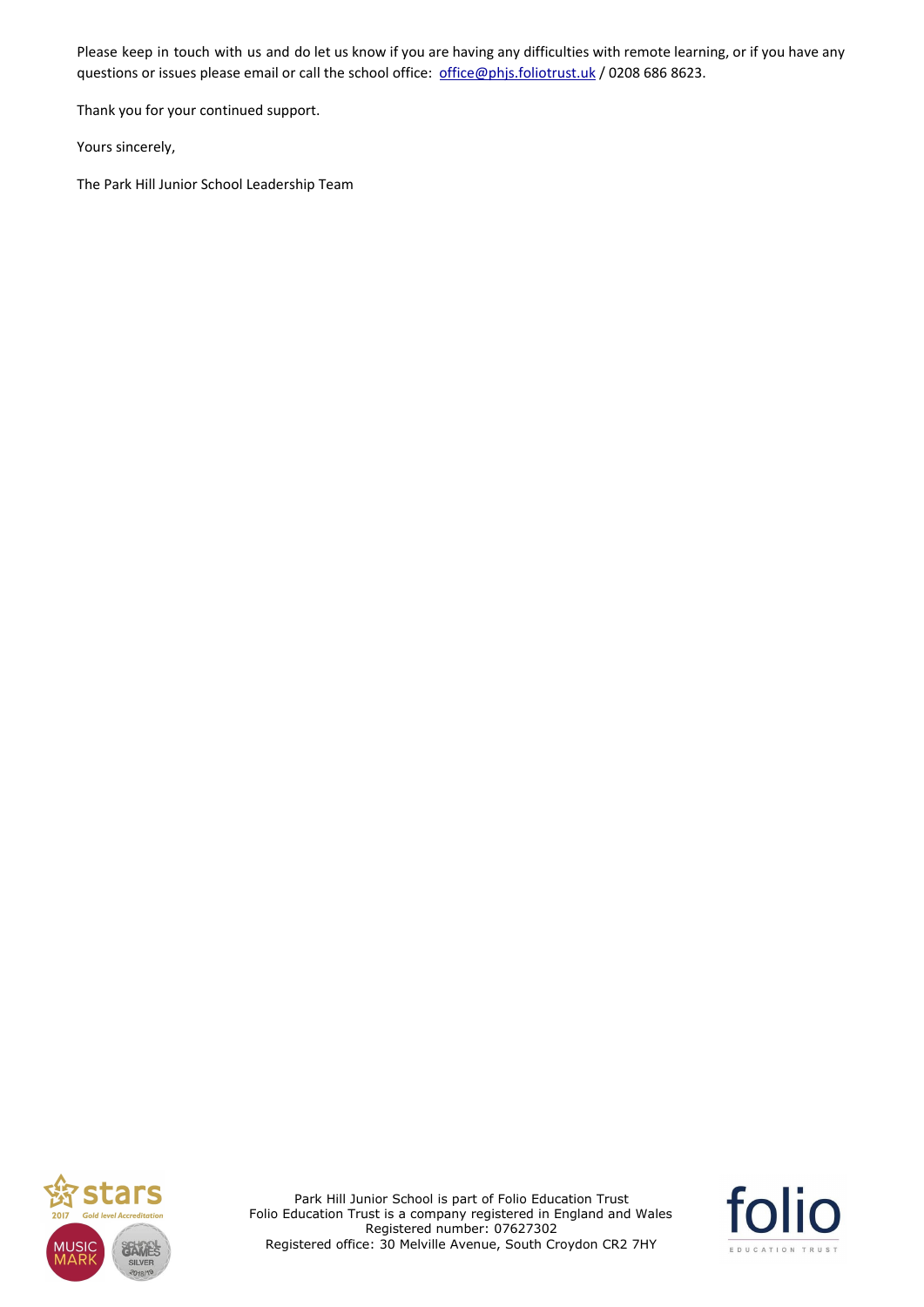Please keep in touch with us and do let us know if you are having any difficulties with remote learning, or if you have any questions or issues please email or call the school office: office@phjs.foliotrust.uk / 0208 686 8623.

Thank you for your continued support.

Yours sincerely,

The Park Hill Junior School Leadership Team

Park Hill Junior School is part of Folio Education Trust
Folio Education Trust is a company registered in England and Wales
Registered number: 07627302
Registered office: 30 Melville Avenue, South Croydon CR2 7HY